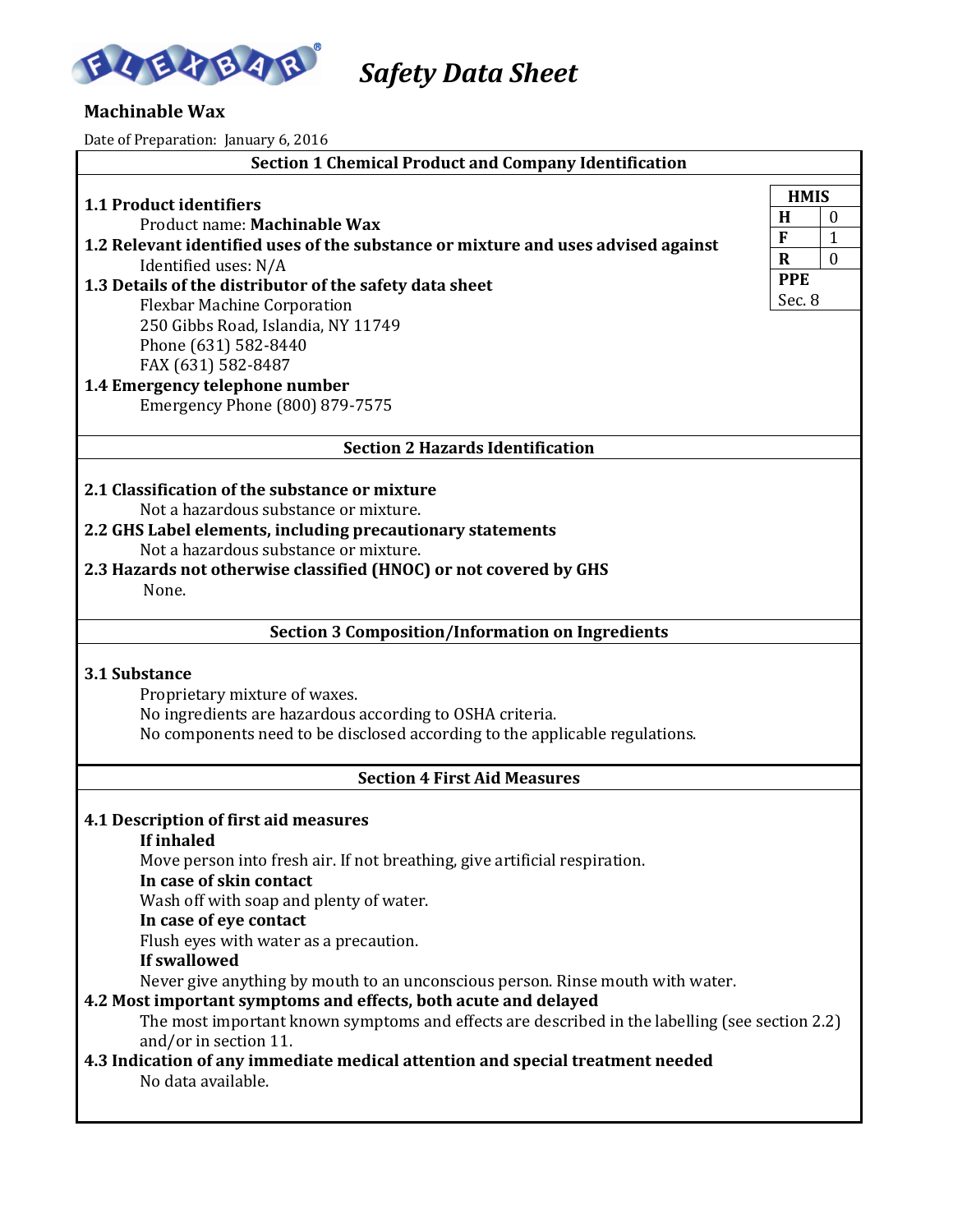# Safety Data Sheet

## Machinable Wax

Date of Preparation: January 6, 2016

## Section 1 Chemical Product and Company Identification

| HMIS | |
|---|---|
| H | 0 |
| F | 1 |
| R | 0 |
| PPE | Sec. 8 |

**1.1 Product identifiers**

Product name: **Machinable Wax**

**1.2 Relevant identified uses of the substance or mixture and uses advised against**

Identified uses: N/A

**1.3 Details of the distributor of the safety data sheet**

Flexbar Machine Corporation
250 Gibbs Road, Islandia, NY 11749
Phone (631) 582-8440
FAX (631) 582-8487

**1.4 Emergency telephone number**

Emergency Phone (800) 879-7575

## Section 2 Hazards Identification

**2.1 Classification of the substance or mixture**

Not a hazardous substance or mixture.

**2.2 GHS Label elements, including precautionary statements**

Not a hazardous substance or mixture.

**2.3 Hazards not otherwise classified (HNOC) or not covered by GHS**

None.

## Section 3 Composition/Information on Ingredients

**3.1 Substance**

Proprietary mixture of waxes.
No ingredients are hazardous according to OSHA criteria.
No components need to be disclosed according to the applicable regulations.

## Section 4 First Aid Measures

**4.1 Description of first aid measures**

**If inhaled**

Move person into fresh air. If not breathing, give artificial respiration.

**In case of skin contact**

Wash off with soap and plenty of water.

**In case of eye contact**

Flush eyes with water as a precaution.

**If swallowed**

Never give anything by mouth to an unconscious person. Rinse mouth with water.

**4.2 Most important symptoms and effects, both acute and delayed**

The most important known symptoms and effects are described in the labelling (see section 2.2) and/or in section 11.

**4.3 Indication of any immediate medical attention and special treatment needed**

No data available.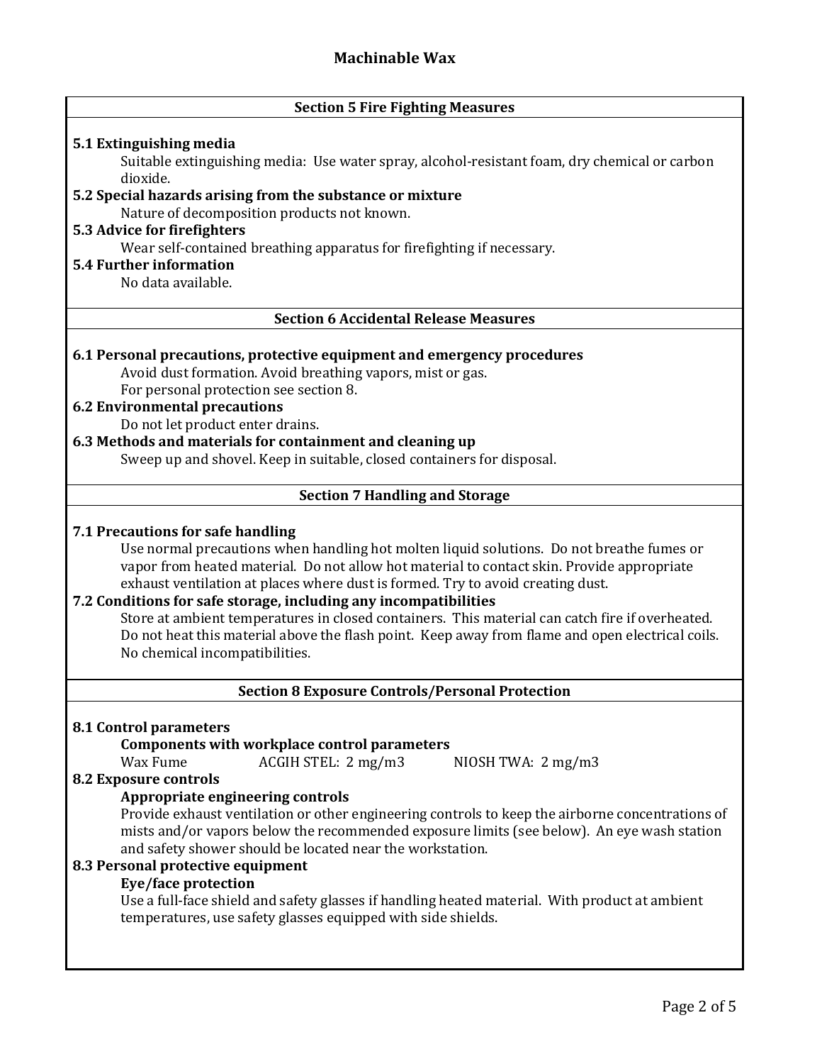# Machinable Wax

## Section 5 Fire Fighting Measures

**5.1 Extinguishing media**

Suitable extinguishing media: Use water spray, alcohol-resistant foam, dry chemical or carbon dioxide.

**5.2 Special hazards arising from the substance or mixture**

Nature of decomposition products not known.

**5.3 Advice for firefighters**

Wear self-contained breathing apparatus for firefighting if necessary.

**5.4 Further information**

No data available.

## Section 6 Accidental Release Measures

**6.1 Personal precautions, protective equipment and emergency procedures**

Avoid dust formation. Avoid breathing vapors, mist or gas.
For personal protection see section 8.

**6.2 Environmental precautions**

Do not let product enter drains.

**6.3 Methods and materials for containment and cleaning up**

Sweep up and shovel. Keep in suitable, closed containers for disposal.

## Section 7 Handling and Storage

**7.1 Precautions for safe handling**

Use normal precautions when handling hot molten liquid solutions. Do not breathe fumes or vapor from heated material. Do not allow hot material to contact skin. Provide appropriate exhaust ventilation at places where dust is formed. Try to avoid creating dust.

**7.2 Conditions for safe storage, including any incompatibilities**

Store at ambient temperatures in closed containers. This material can catch fire if overheated. Do not heat this material above the flash point. Keep away from flame and open electrical coils. No chemical incompatibilities.

## Section 8 Exposure Controls/Personal Protection

**8.1 Control parameters**

**Components with workplace control parameters**

| Wax Fume | ACGIH STEL: 2 mg/m3 | NIOSH TWA: 2 mg/m3 |
|---|---|---|

**8.2 Exposure controls**

**Appropriate engineering controls**

Provide exhaust ventilation or other engineering controls to keep the airborne concentrations of mists and/or vapors below the recommended exposure limits (see below). An eye wash station and safety shower should be located near the workstation.

**8.3 Personal protective equipment**

**Eye/face protection**

Use a full-face shield and safety glasses if handling heated material. With product at ambient temperatures, use safety glasses equipped with side shields.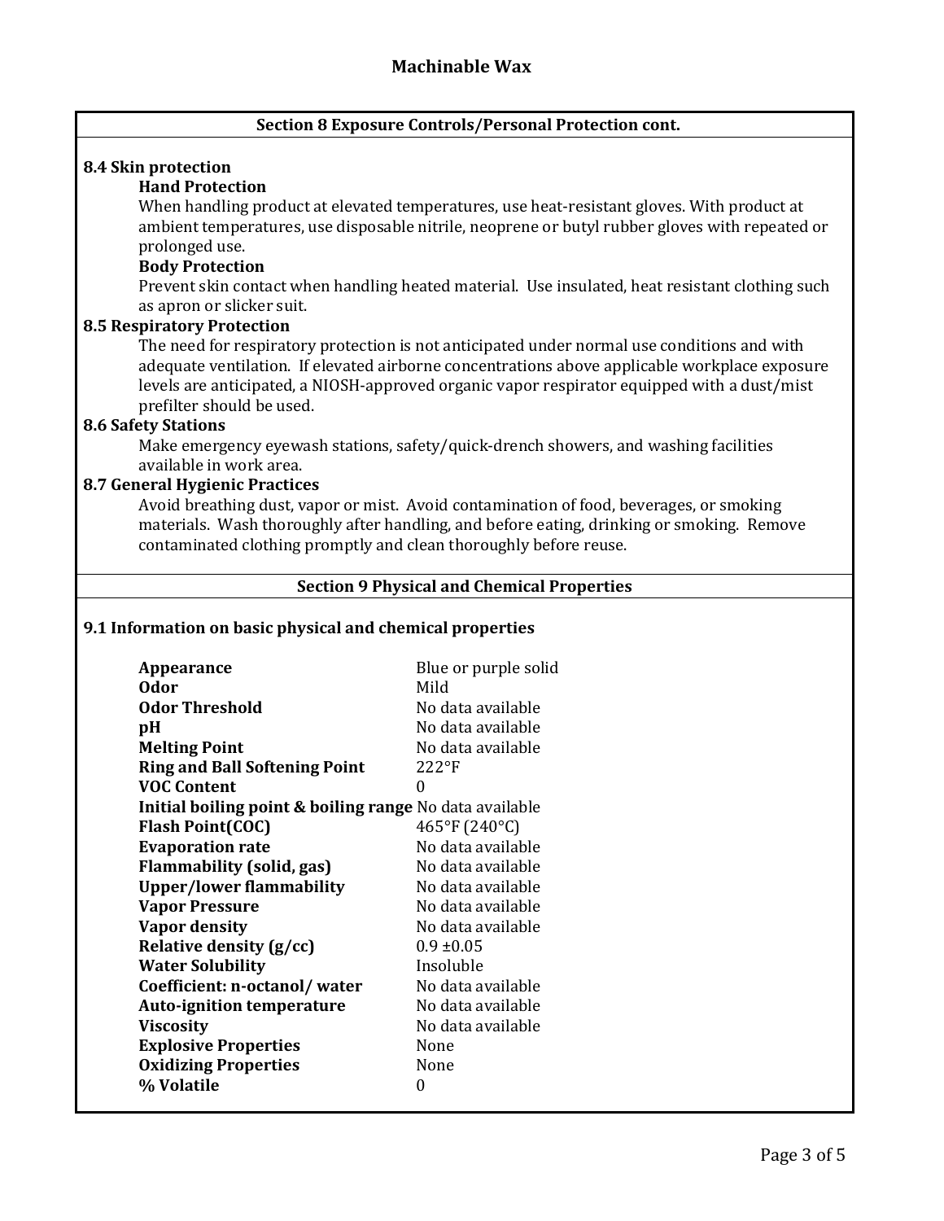# Machinable Wax

## Section 8 Exposure Controls/Personal Protection cont.

### 8.4 Skin protection

**Hand Protection**

When handling product at elevated temperatures, use heat-resistant gloves. With product at ambient temperatures, use disposable nitrile, neoprene or butyl rubber gloves with repeated or prolonged use.

**Body Protection**

Prevent skin contact when handling heated material. Use insulated, heat resistant clothing such as apron or slicker suit.

### 8.5 Respiratory Protection

The need for respiratory protection is not anticipated under normal use conditions and with adequate ventilation. If elevated airborne concentrations above applicable workplace exposure levels are anticipated, a NIOSH-approved organic vapor respirator equipped with a dust/mist prefilter should be used.

### 8.6 Safety Stations

Make emergency eyewash stations, safety/quick-drench showers, and washing facilities available in work area.

### 8.7 General Hygienic Practices

Avoid breathing dust, vapor or mist. Avoid contamination of food, beverages, or smoking materials. Wash thoroughly after handling, and before eating, drinking or smoking. Remove contaminated clothing promptly and clean thoroughly before reuse.

## Section 9 Physical and Chemical Properties

### 9.1 Information on basic physical and chemical properties

| Property | Value |
|---|---|
| **Appearance** | Blue or purple solid |
| **Odor** | Mild |
| **Odor Threshold** | No data available |
| **pH** | No data available |
| **Melting Point** | No data available |
| **Ring and Ball Softening Point** | 222°F |
| **VOC Content** | 0 |
| **Initial boiling point & boiling range** | No data available |
| **Flash Point(COC)** | 465°F (240°C) |
| **Evaporation rate** | No data available |
| **Flammability (solid, gas)** | No data available |
| **Upper/lower flammability** | No data available |
| **Vapor Pressure** | No data available |
| **Vapor density** | No data available |
| **Relative density (g/cc)** | 0.9 ±0.05 |
| **Water Solubility** | Insoluble |
| **Coefficient: n-octanol/ water** | No data available |
| **Auto-ignition temperature** | No data available |
| **Viscosity** | No data available |
| **Explosive Properties** | None |
| **Oxidizing Properties** | None |
| **% Volatile** | 0 |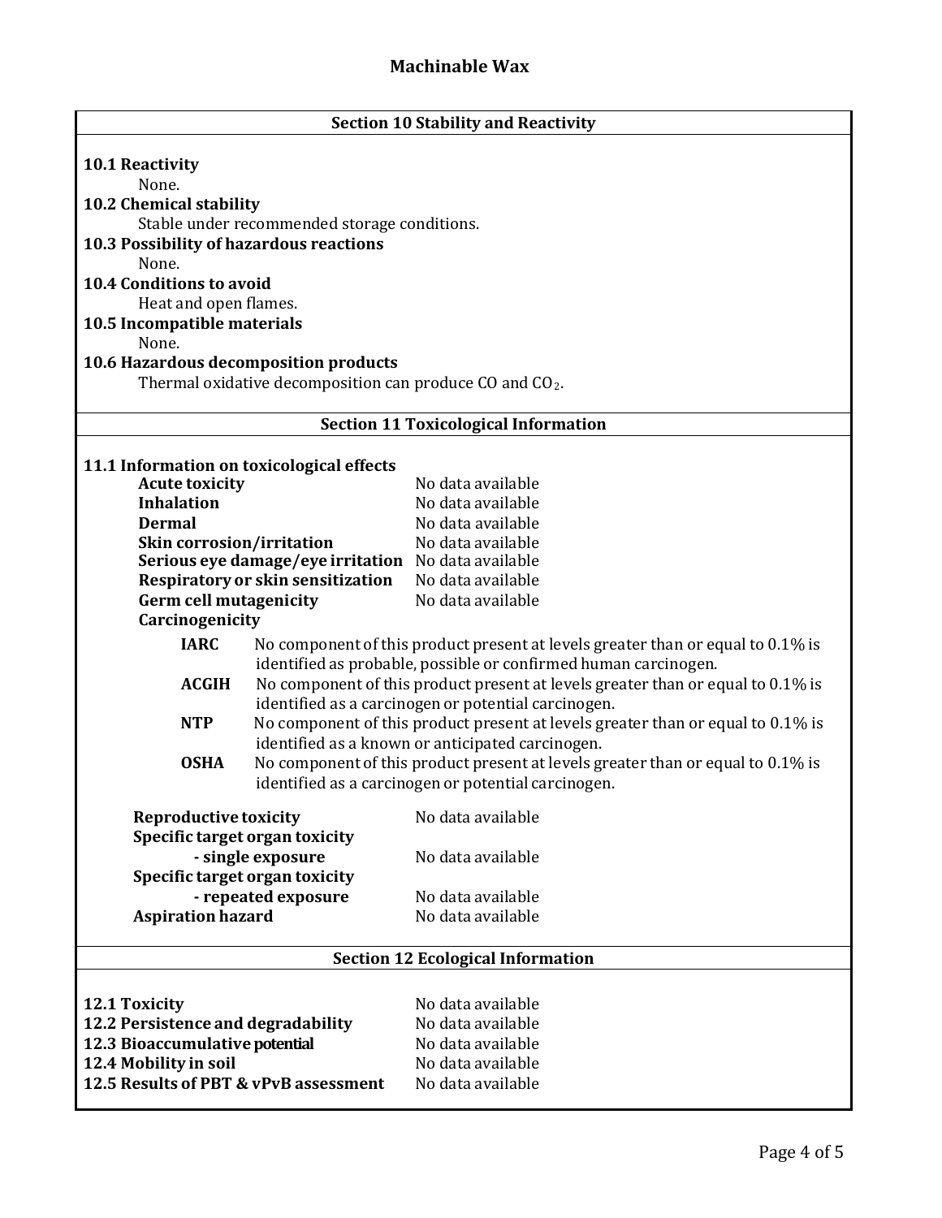# Machinable Wax

## Section 10 Stability and Reactivity

**10.1 Reactivity**

None.

**10.2 Chemical stability**

Stable under recommended storage conditions.

**10.3 Possibility of hazardous reactions**

None.

**10.4 Conditions to avoid**

Heat and open flames.

**10.5 Incompatible materials**

None.

**10.6 Hazardous decomposition products**

Thermal oxidative decomposition can produce CO and $CO_2$.

## Section 11 Toxicological Information

**11.1 Information on toxicological effects**

| | |
|---|---|
| **Acute toxicity** | No data available |
| **Inhalation** | No data available |
| **Dermal** | No data available |
| **Skin corrosion/irritation** | No data available |
| **Serious eye damage/eye irritation** | No data available |
| **Respiratory or skin sensitization** | No data available |
| **Germ cell mutagenicity** | No data available |

**Carcinogenicity**

| | |
|---|---|
| **IARC** | No component of this product present at levels greater than or equal to 0.1% is identified as probable, possible or confirmed human carcinogen. |
| **ACGIH** | No component of this product present at levels greater than or equal to 0.1% is identified as a carcinogen or potential carcinogen. |
| **NTP** | No component of this product present at levels greater than or equal to 0.1% is identified as a known or anticipated carcinogen. |
| **OSHA** | No component of this product present at levels greater than or equal to 0.1% is identified as a carcinogen or potential carcinogen. |

| | |
|---|---|
| **Reproductive toxicity** | No data available |
| **Specific target organ toxicity - single exposure** | No data available |
| **Specific target organ toxicity - repeated exposure** | No data available |
| **Aspiration hazard** | No data available |

## Section 12 Ecological Information

| | |
|---|---|
| **12.1 Toxicity** | No data available |
| **12.2 Persistence and degradability** | No data available |
| **12.3 Bioaccumulative potential** | No data available |
| **12.4 Mobility in soil** | No data available |
| **12.5 Results of PBT & vPvB assessment** | No data available |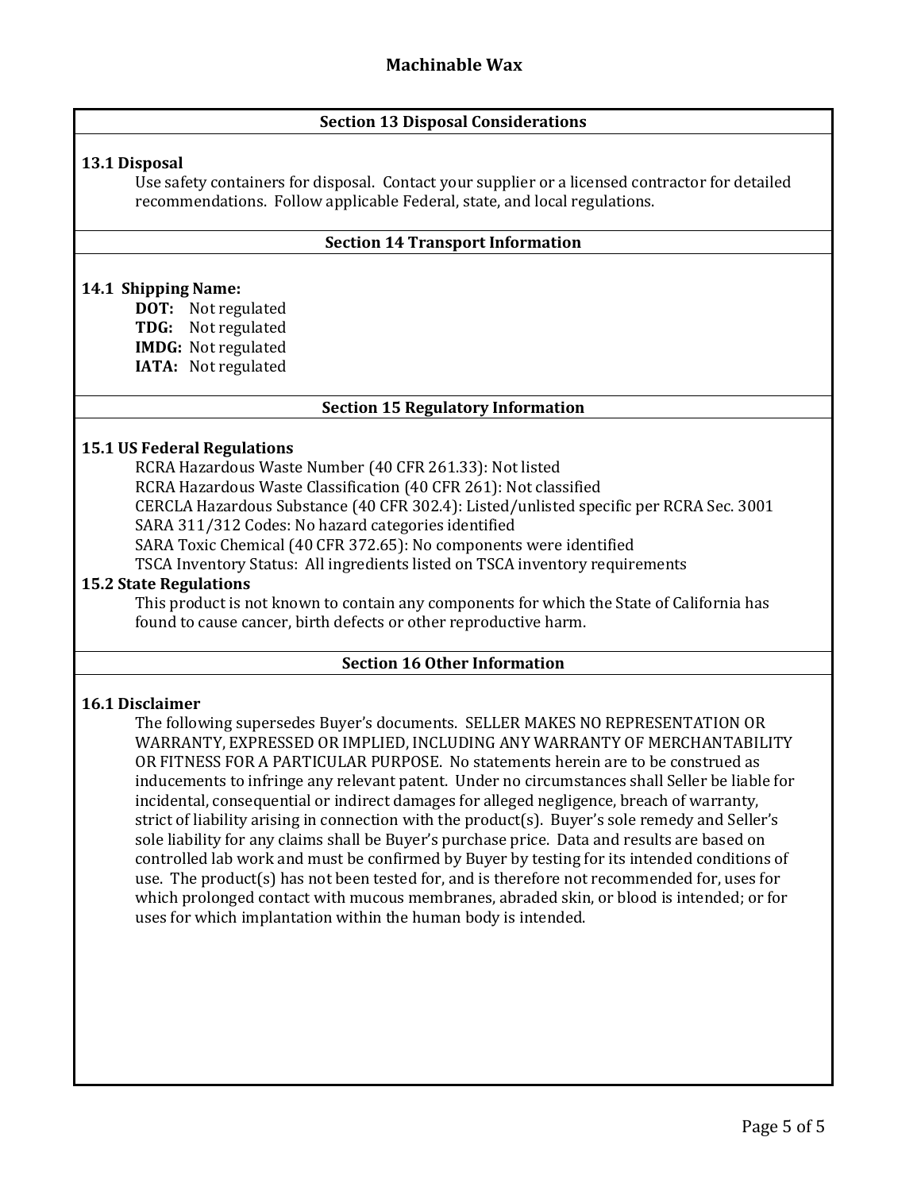# Machinable Wax

## Section 13 Disposal Considerations

### 13.1 Disposal

Use safety containers for disposal. Contact your supplier or a licensed contractor for detailed recommendations. Follow applicable Federal, state, and local regulations.

## Section 14 Transport Information

### 14.1 Shipping Name:

**DOT:** Not regulated
**TDG:** Not regulated
**IMDG:** Not regulated
**IATA:** Not regulated

## Section 15 Regulatory Information

### 15.1 US Federal Regulations

RCRA Hazardous Waste Number (40 CFR 261.33): Not listed
RCRA Hazardous Waste Classification (40 CFR 261): Not classified
CERCLA Hazardous Substance (40 CFR 302.4): Listed/unlisted specific per RCRA Sec. 3001
SARA 311/312 Codes: No hazard categories identified
SARA Toxic Chemical (40 CFR 372.65): No components were identified
TSCA Inventory Status: All ingredients listed on TSCA inventory requirements

### 15.2 State Regulations

This product is not known to contain any components for which the State of California has found to cause cancer, birth defects or other reproductive harm.

## Section 16 Other Information

### 16.1 Disclaimer

The following supersedes Buyer's documents. SELLER MAKES NO REPRESENTATION OR WARRANTY, EXPRESSED OR IMPLIED, INCLUDING ANY WARRANTY OF MERCHANTABILITY OR FITNESS FOR A PARTICULAR PURPOSE. No statements herein are to be construed as inducements to infringe any relevant patent. Under no circumstances shall Seller be liable for incidental, consequential or indirect damages for alleged negligence, breach of warranty, strict of liability arising in connection with the product(s). Buyer's sole remedy and Seller's sole liability for any claims shall be Buyer's purchase price. Data and results are based on controlled lab work and must be confirmed by Buyer by testing for its intended conditions of use. The product(s) has not been tested for, and is therefore not recommended for, uses for which prolonged contact with mucous membranes, abraded skin, or blood is intended; or for uses for which implantation within the human body is intended.